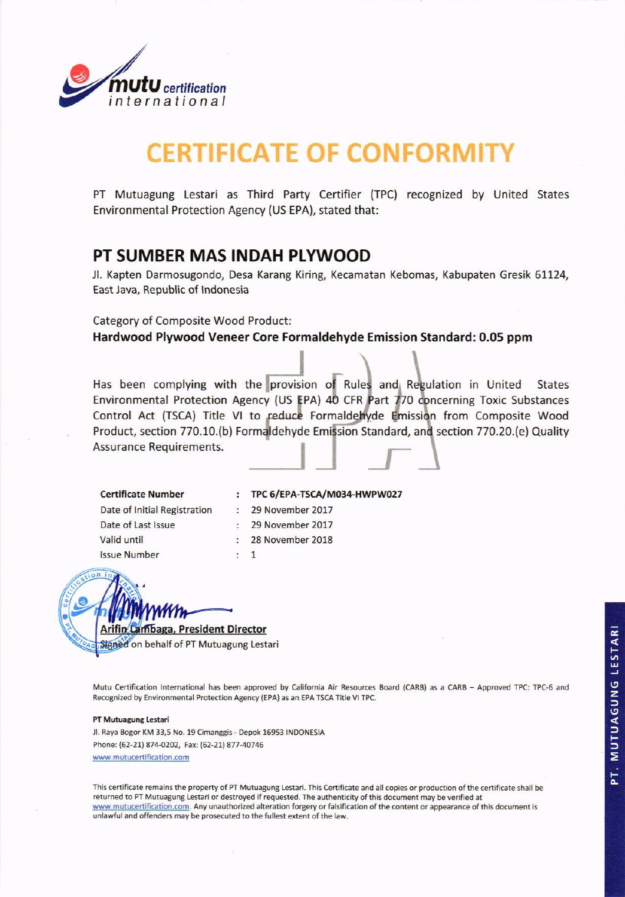mutu certification international

# CERTIFICATE OF CONFORMITY

PT Mutuagung Lestari as Third Party Certifier (TPC) recognized by United States Environmental Protection Agency (US EPA), stated that:

## PT SUMBER MAS INDAH PLYWOOD

Jl. Kapten Darmosugondo, Desa Karang Kiring, Kecamatan Kebomas, Kabupaten Gresik 61124, East Java, Republic of Indonesia

Category of Composite Wood Product:
**Hardwood Plywood Veneer Core Formaldehyde Emission Standard: 0.05 ppm**

Has been complying with the provision of Rules and Regulation in United States Environmental Protection Agency (US EPA) 40 CFR Part 770 concerning Toxic Substances Control Act (TSCA) Title VI to reduce Formaldehyde Emission from Composite Wood Product, section 770.10.(b) Formaldehyde Emission Standard, and section 770.20.(e) Quality Assurance Requirements.

| | | |
|---|---|---|
| **Certificate Number** | : | **TPC 6/EPA-TSCA/M034-HWPW027** |
| Date of Initial Registration | : | 29 November 2017 |
| Date of Last Issue | : | 29 November 2017 |
| Valid until | : | 28 November 2018 |
| Issue Number | : | 1 |

**Arifin Lambaga, President Director**
Signed on behalf of PT Mutuagung Lestari

Mutu Certification International has been approved by California Air Resources Board (CARB) as a CARB – Approved TPC: TPC-6 and Recognized by Environmental Protection Agency (EPA) as an EPA TSCA Title VI TPC.

**PT Mutuagung Lestari**
Jl. Raya Bogor KM 33,5 No. 19 Cimanggis - Depok 16953 INDONESIA
Phone: (62-21) 874-0202, Fax: (62-21) 877-40746
www.mutucertification.com

This certificate remains the property of PT Mutuagung Lestari. This Certificate and all copies or production of the certificate shall be returned to PT Mutuagung Lestari or destroyed if requested. The authenticity of this document may be verified at www.mutucertification.com. Any unauthorized alteration forgery or falsification of the content or appearance of this document is unlawful and offenders may be prosecuted to the fullest extent of the law.

PT. MUTUAGUNG LESTARI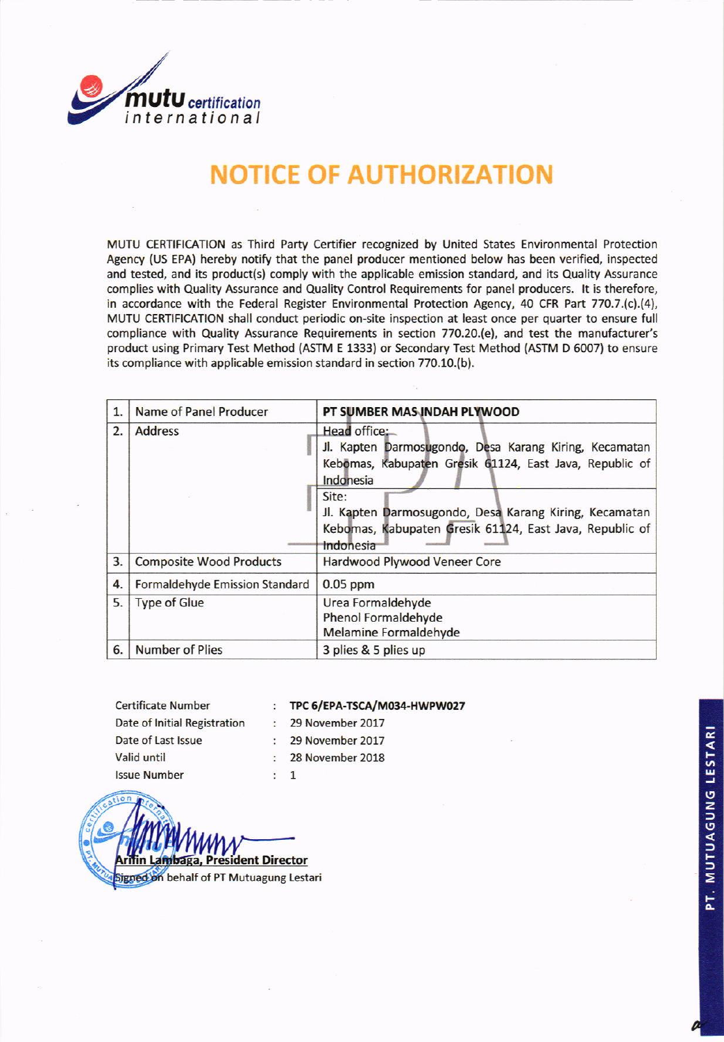# NOTICE OF AUTHORIZATION

MUTU CERTIFICATION as Third Party Certifier recognized by United States Environmental Protection Agency (US EPA) hereby notify that the panel producer mentioned below has been verified, inspected and tested, and its product(s) comply with the applicable emission standard, and its Quality Assurance complies with Quality Assurance and Quality Control Requirements for panel producers. It is therefore, in accordance with the Federal Register Environmental Protection Agency, 40 CFR Part 770.7.(c).(4), MUTU CERTIFICATION shall conduct periodic on-site inspection at least once per quarter to ensure full compliance with Quality Assurance Requirements in section 770.20.(e), and test the manufacturer's product using Primary Test Method (ASTM E 1333) or Secondary Test Method (ASTM D 6007) to ensure its compliance with applicable emission standard in section 770.10.(b).

| | | |
|---|---|---|
| 1. | Name of Panel Producer | **PT SUMBER MAS INDAH PLYWOOD** |
| 2. | Address | Head office:<br>Jl. Kapten Darmosugondo, Desa Karang Kiring, Kecamatan Kebomas, Kabupaten Gresik 61124, East Java, Republic of Indonesia<br>Site:<br>Jl. Kapten Darmosugondo, Desa Karang Kiring, Kecamatan Kebomas, Kabupaten Gresik 61124, East Java, Republic of Indonesia |
| 3. | Composite Wood Products | Hardwood Plywood Veneer Core |
| 4. | Formaldehyde Emission Standard | 0.05 ppm |
| 5. | Type of Glue | Urea Formaldehyde<br>Phenol Formaldehyde<br>Melamine Formaldehyde |
| 6. | Number of Plies | 3 plies & 5 plies up |

Certificate Number : **TPC 6/EPA-TSCA/M034-HWPW027**
Date of Initial Registration : 29 November 2017
Date of Last Issue : 29 November 2017
Valid until : 28 November 2018
Issue Number : 1

**Arifin Lambaga, President Director**
Signed on behalf of PT Mutuagung Lestari

PT. MUTUAGUNG LESTARI